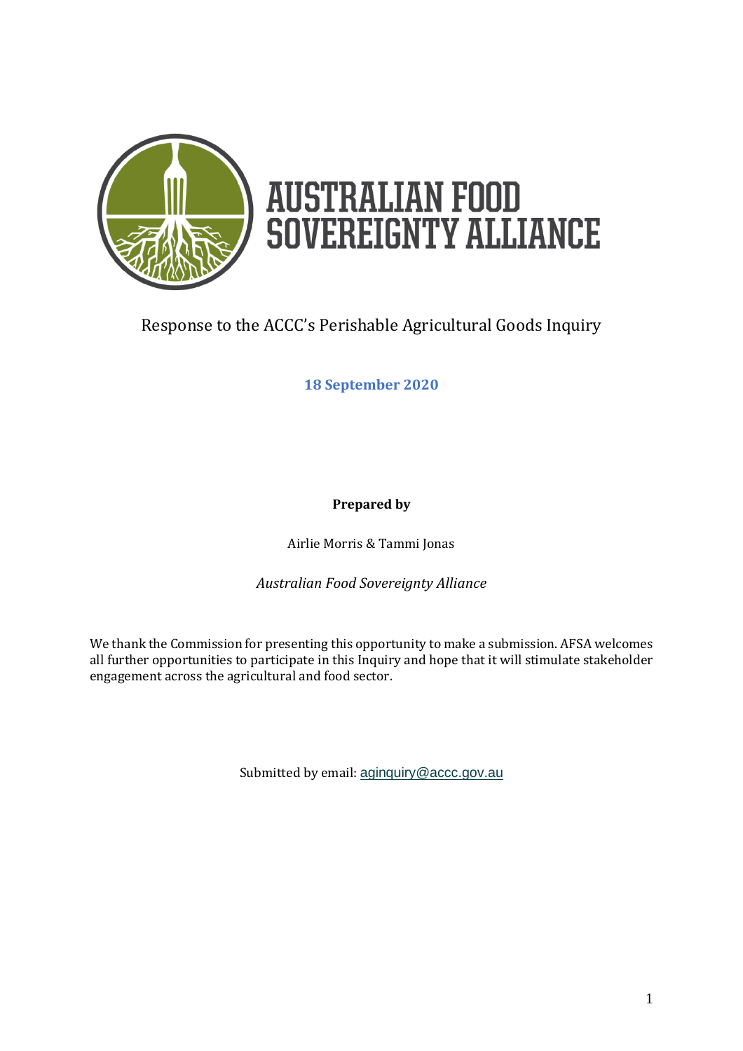# AUSTRALIAN FOOD SOVEREIGNTY ALLIANCE

## Response to the ACCC's Perishable Agricultural Goods Inquiry

**18 September 2020**

**Prepared by**

Airlie Morris & Tammi Jonas

*Australian Food Sovereignty Alliance*

We thank the Commission for presenting this opportunity to make a submission. AFSA welcomes all further opportunities to participate in this Inquiry and hope that it will stimulate stakeholder engagement across the agricultural and food sector.

Submitted by email: aginquiry@accc.gov.au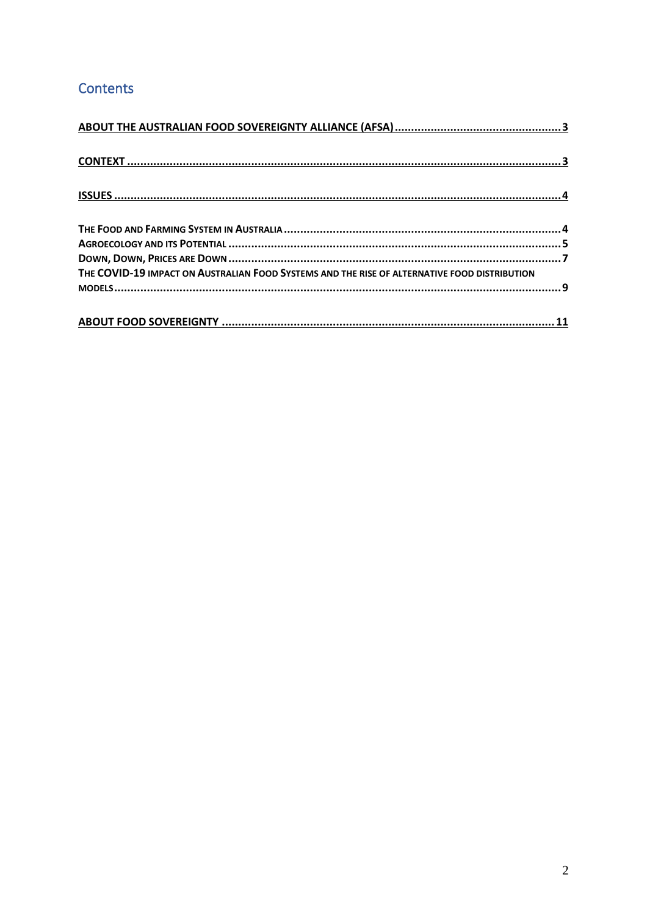## Contents

ABOUT THE AUSTRALIAN FOOD SOVEREIGNTY ALLIANCE (AFSA) .......... 3

CONTEXT .......... 3

ISSUES .......... 4

THE FOOD AND FARMING SYSTEM IN AUSTRALIA .......... 4
AGROECOLOGY AND ITS POTENTIAL .......... 5
DOWN, DOWN, PRICES ARE DOWN .......... 7
THE COVID-19 IMPACT ON AUSTRALIAN FOOD SYSTEMS AND THE RISE OF ALTERNATIVE FOOD DISTRIBUTION MODELS .......... 9

ABOUT FOOD SOVEREIGNTY .......... 11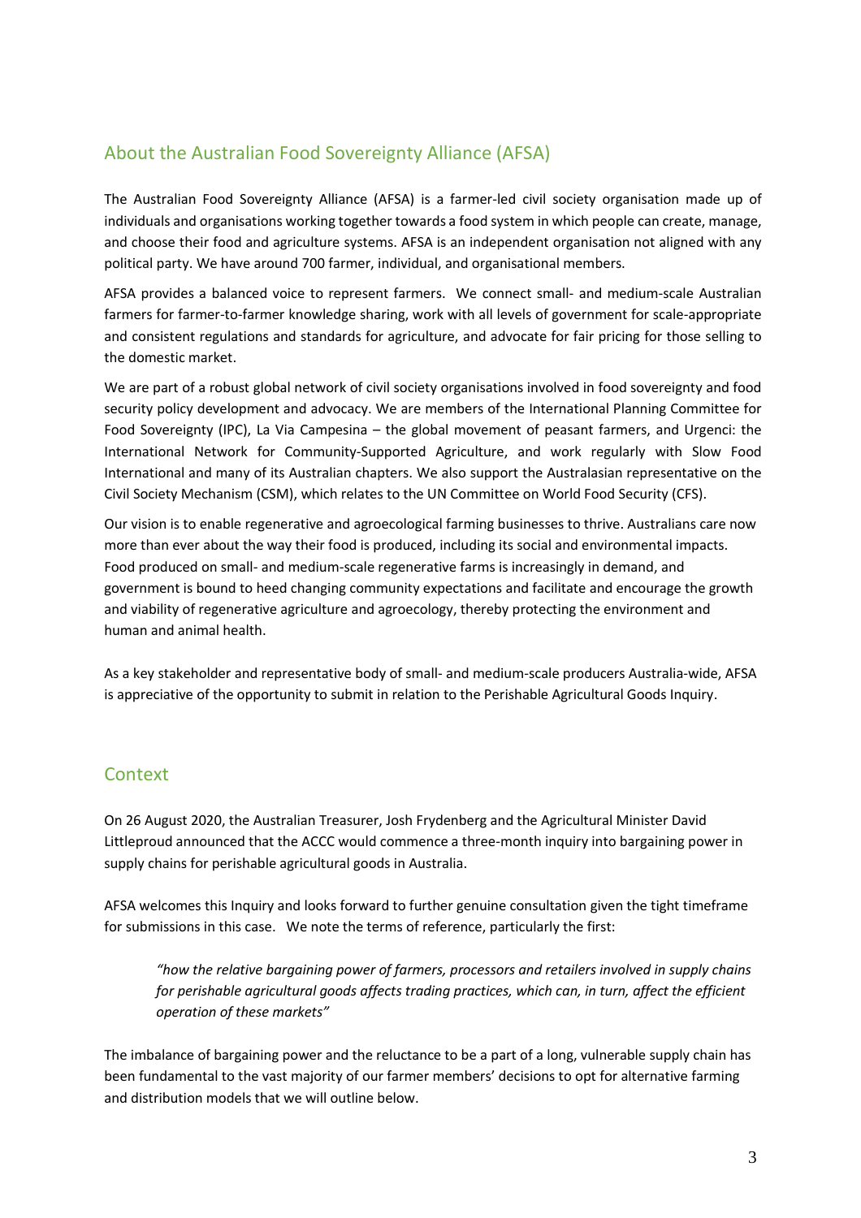## About the Australian Food Sovereignty Alliance (AFSA)

The Australian Food Sovereignty Alliance (AFSA) is a farmer-led civil society organisation made up of individuals and organisations working together towards a food system in which people can create, manage, and choose their food and agriculture systems. AFSA is an independent organisation not aligned with any political party. We have around 700 farmer, individual, and organisational members.

AFSA provides a balanced voice to represent farmers. We connect small- and medium-scale Australian farmers for farmer-to-farmer knowledge sharing, work with all levels of government for scale-appropriate and consistent regulations and standards for agriculture, and advocate for fair pricing for those selling to the domestic market.

We are part of a robust global network of civil society organisations involved in food sovereignty and food security policy development and advocacy. We are members of the International Planning Committee for Food Sovereignty (IPC), La Via Campesina – the global movement of peasant farmers, and Urgenci: the International Network for Community-Supported Agriculture, and work regularly with Slow Food International and many of its Australian chapters. We also support the Australasian representative on the Civil Society Mechanism (CSM), which relates to the UN Committee on World Food Security (CFS).

Our vision is to enable regenerative and agroecological farming businesses to thrive. Australians care now more than ever about the way their food is produced, including its social and environmental impacts. Food produced on small- and medium-scale regenerative farms is increasingly in demand, and government is bound to heed changing community expectations and facilitate and encourage the growth and viability of regenerative agriculture and agroecology, thereby protecting the environment and human and animal health.

As a key stakeholder and representative body of small- and medium-scale producers Australia-wide, AFSA is appreciative of the opportunity to submit in relation to the Perishable Agricultural Goods Inquiry.

## Context

On 26 August 2020, the Australian Treasurer, Josh Frydenberg and the Agricultural Minister David Littleproud announced that the ACCC would commence a three-month inquiry into bargaining power in supply chains for perishable agricultural goods in Australia.

AFSA welcomes this Inquiry and looks forward to further genuine consultation given the tight timeframe for submissions in this case. We note the terms of reference, particularly the first:

> *"how the relative bargaining power of farmers, processors and retailers involved in supply chains for perishable agricultural goods affects trading practices, which can, in turn, affect the efficient operation of these markets"*

The imbalance of bargaining power and the reluctance to be a part of a long, vulnerable supply chain has been fundamental to the vast majority of our farmer members' decisions to opt for alternative farming and distribution models that we will outline below.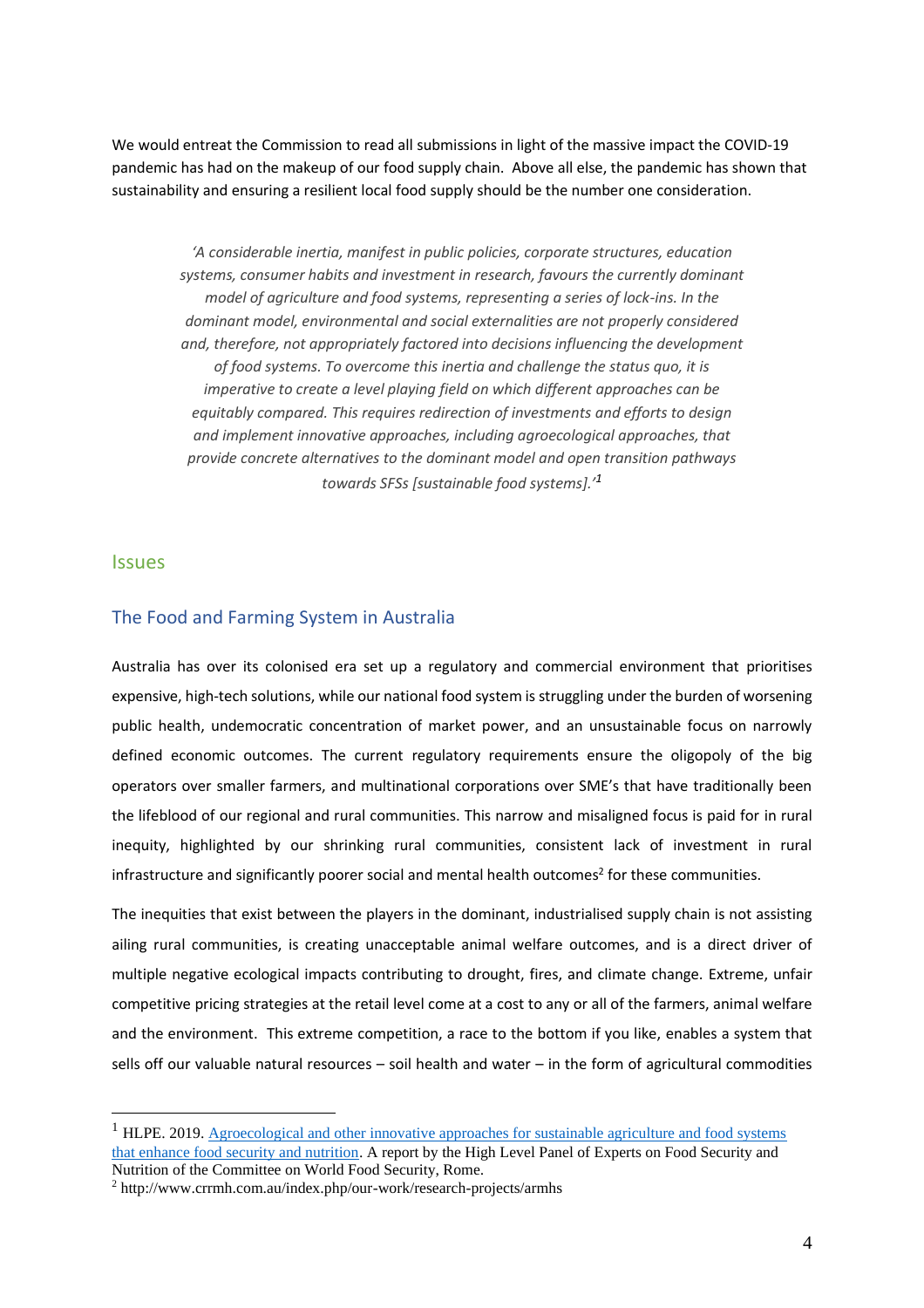We would entreat the Commission to read all submissions in light of the massive impact the COVID-19 pandemic has had on the makeup of our food supply chain. Above all else, the pandemic has shown that sustainability and ensuring a resilient local food supply should be the number one consideration.

> *'A considerable inertia, manifest in public policies, corporate structures, education systems, consumer habits and investment in research, favours the currently dominant model of agriculture and food systems, representing a series of lock-ins. In the dominant model, environmental and social externalities are not properly considered and, therefore, not appropriately factored into decisions influencing the development of food systems. To overcome this inertia and challenge the status quo, it is imperative to create a level playing field on which different approaches can be equitably compared. This requires redirection of investments and efforts to design and implement innovative approaches, including agroecological approaches, that provide concrete alternatives to the dominant model and open transition pathways towards SFSs [sustainable food systems].'*[1]

## Issues

### The Food and Farming System in Australia

Australia has over its colonised era set up a regulatory and commercial environment that prioritises expensive, high-tech solutions, while our national food system is struggling under the burden of worsening public health, undemocratic concentration of market power, and an unsustainable focus on narrowly defined economic outcomes. The current regulatory requirements ensure the oligopoly of the big operators over smaller farmers, and multinational corporations over SME's that have traditionally been the lifeblood of our regional and rural communities. This narrow and misaligned focus is paid for in rural inequity, highlighted by our shrinking rural communities, consistent lack of investment in rural infrastructure and significantly poorer social and mental health outcomes[2] for these communities.

The inequities that exist between the players in the dominant, industrialised supply chain is not assisting ailing rural communities, is creating unacceptable animal welfare outcomes, and is a direct driver of multiple negative ecological impacts contributing to drought, fires, and climate change. Extreme, unfair competitive pricing strategies at the retail level come at a cost to any or all of the farmers, animal welfare and the environment. This extreme competition, a race to the bottom if you like, enables a system that sells off our valuable natural resources – soil health and water – in the form of agricultural commodities

---

[1] HLPE. 2019. Agroecological and other innovative approaches for sustainable agriculture and food systems that enhance food security and nutrition. A report by the High Level Panel of Experts on Food Security and Nutrition of the Committee on World Food Security, Rome.

[2] http://www.crrmh.com.au/index.php/our-work/research-projects/armhs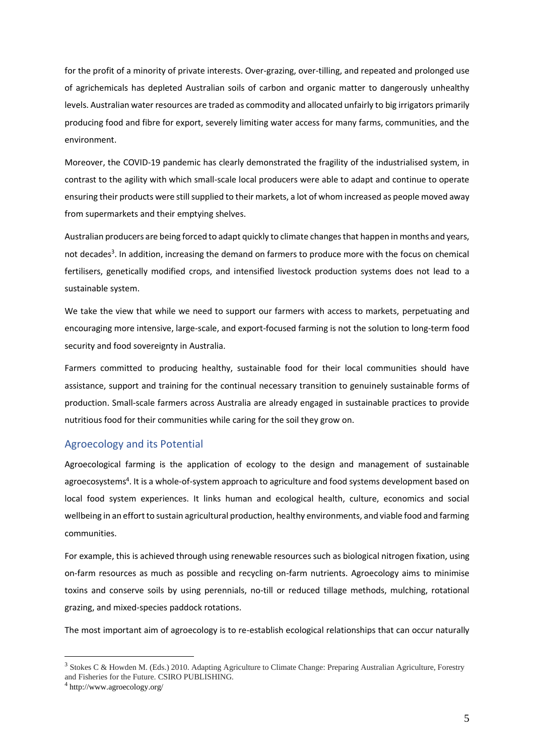for the profit of a minority of private interests. Over-grazing, over-tilling, and repeated and prolonged use of agrichemicals has depleted Australian soils of carbon and organic matter to dangerously unhealthy levels. Australian water resources are traded as commodity and allocated unfairly to big irrigators primarily producing food and fibre for export, severely limiting water access for many farms, communities, and the environment.

Moreover, the COVID-19 pandemic has clearly demonstrated the fragility of the industrialised system, in contrast to the agility with which small-scale local producers were able to adapt and continue to operate ensuring their products were still supplied to their markets, a lot of whom increased as people moved away from supermarkets and their emptying shelves.

Australian producers are being forced to adapt quickly to climate changes that happen in months and years, not decades[3]. In addition, increasing the demand on farmers to produce more with the focus on chemical fertilisers, genetically modified crops, and intensified livestock production systems does not lead to a sustainable system.

We take the view that while we need to support our farmers with access to markets, perpetuating and encouraging more intensive, large-scale, and export-focused farming is not the solution to long-term food security and food sovereignty in Australia.

Farmers committed to producing healthy, sustainable food for their local communities should have assistance, support and training for the continual necessary transition to genuinely sustainable forms of production. Small-scale farmers across Australia are already engaged in sustainable practices to provide nutritious food for their communities while caring for the soil they grow on.

## Agroecology and its Potential

Agroecological farming is the application of ecology to the design and management of sustainable agroecosystems[4]. It is a whole-of-system approach to agriculture and food systems development based on local food system experiences. It links human and ecological health, culture, economics and social wellbeing in an effort to sustain agricultural production, healthy environments, and viable food and farming communities.

For example, this is achieved through using renewable resources such as biological nitrogen fixation, using on-farm resources as much as possible and recycling on-farm nutrients. Agroecology aims to minimise toxins and conserve soils by using perennials, no-till or reduced tillage methods, mulching, rotational grazing, and mixed-species paddock rotations.

The most important aim of agroecology is to re-establish ecological relationships that can occur naturally

---

[3] Stokes C & Howden M. (Eds.) 2010. Adapting Agriculture to Climate Change: Preparing Australian Agriculture, Forestry and Fisheries for the Future. CSIRO PUBLISHING.

[4] http://www.agroecology.org/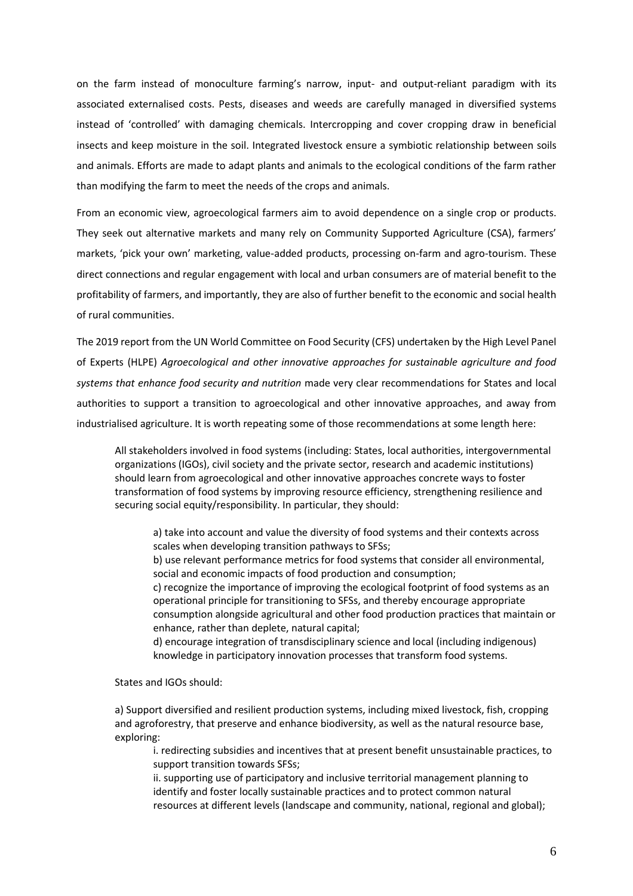on the farm instead of monoculture farming's narrow, input- and output-reliant paradigm with its associated externalised costs. Pests, diseases and weeds are carefully managed in diversified systems instead of 'controlled' with damaging chemicals. Intercropping and cover cropping draw in beneficial insects and keep moisture in the soil. Integrated livestock ensure a symbiotic relationship between soils and animals. Efforts are made to adapt plants and animals to the ecological conditions of the farm rather than modifying the farm to meet the needs of the crops and animals.

From an economic view, agroecological farmers aim to avoid dependence on a single crop or products. They seek out alternative markets and many rely on Community Supported Agriculture (CSA), farmers' markets, 'pick your own' marketing, value-added products, processing on-farm and agro-tourism. These direct connections and regular engagement with local and urban consumers are of material benefit to the profitability of farmers, and importantly, they are also of further benefit to the economic and social health of rural communities.

The 2019 report from the UN World Committee on Food Security (CFS) undertaken by the High Level Panel of Experts (HLPE) *Agroecological and other innovative approaches for sustainable agriculture and food systems that enhance food security and nutrition* made very clear recommendations for States and local authorities to support a transition to agroecological and other innovative approaches, and away from industrialised agriculture. It is worth repeating some of those recommendations at some length here:

> All stakeholders involved in food systems (including: States, local authorities, intergovernmental organizations (IGOs), civil society and the private sector, research and academic institutions) should learn from agroecological and other innovative approaches concrete ways to foster transformation of food systems by improving resource efficiency, strengthening resilience and securing social equity/responsibility. In particular, they should:
>
> > a) take into account and value the diversity of food systems and their contexts across scales when developing transition pathways to SFSs;
> > b) use relevant performance metrics for food systems that consider all environmental, social and economic impacts of food production and consumption;
> > c) recognize the importance of improving the ecological footprint of food systems as an operational principle for transitioning to SFSs, and thereby encourage appropriate consumption alongside agricultural and other food production practices that maintain or enhance, rather than deplete, natural capital;
> > d) encourage integration of transdisciplinary science and local (including indigenous) knowledge in participatory innovation processes that transform food systems.
>
> States and IGOs should:
>
> a) Support diversified and resilient production systems, including mixed livestock, fish, cropping and agroforestry, that preserve and enhance biodiversity, as well as the natural resource base, exploring:
>
> > i. redirecting subsidies and incentives that at present benefit unsustainable practices, to support transition towards SFSs;
> > ii. supporting use of participatory and inclusive territorial management planning to identify and foster locally sustainable practices and to protect common natural resources at different levels (landscape and community, national, regional and global);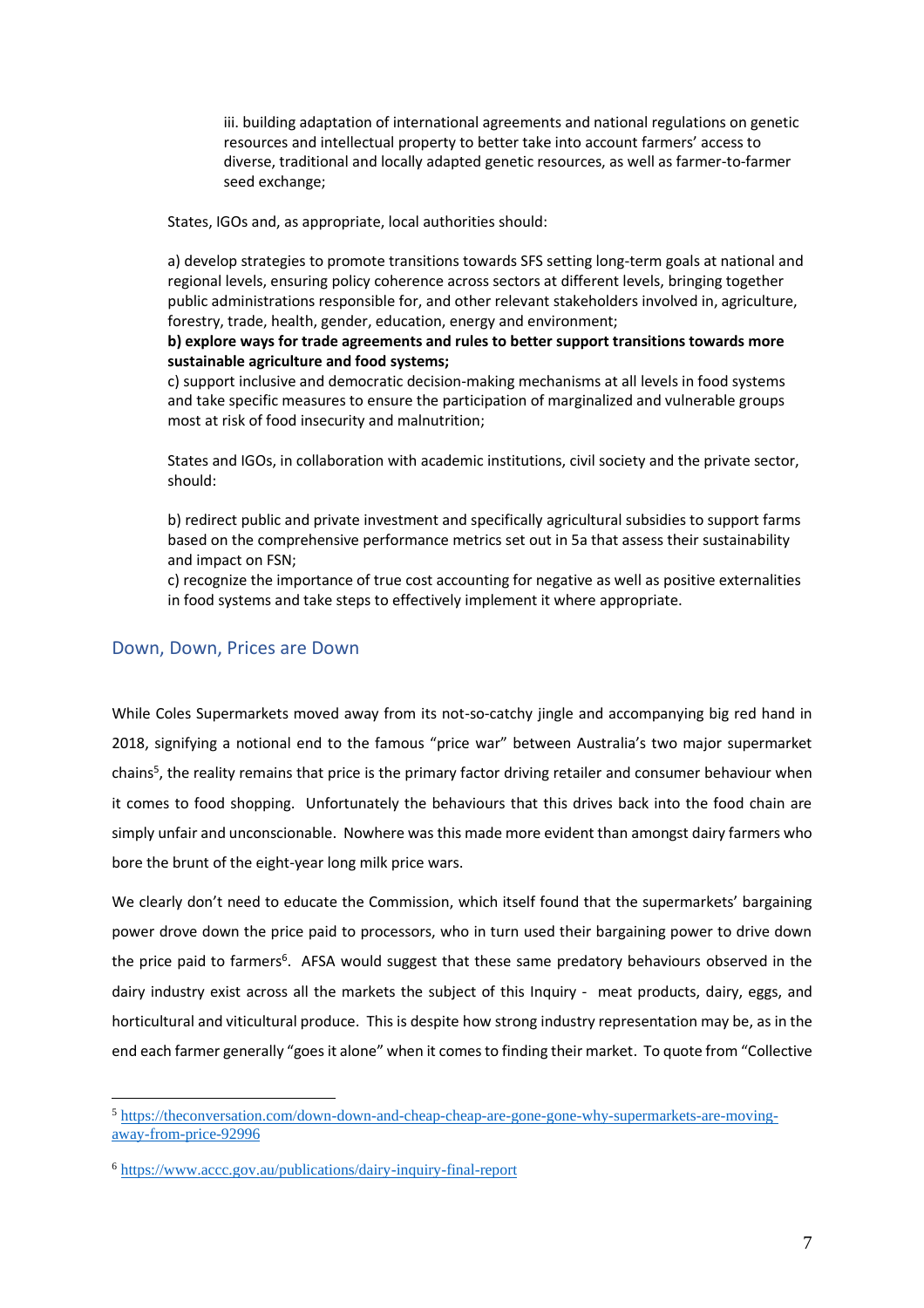iii. building adaptation of international agreements and national regulations on genetic resources and intellectual property to better take into account farmers' access to diverse, traditional and locally adapted genetic resources, as well as farmer-to-farmer seed exchange;

States, IGOs and, as appropriate, local authorities should:

a) develop strategies to promote transitions towards SFS setting long-term goals at national and regional levels, ensuring policy coherence across sectors at different levels, bringing together public administrations responsible for, and other relevant stakeholders involved in, agriculture, forestry, trade, health, gender, education, energy and environment;
**b) explore ways for trade agreements and rules to better support transitions towards more sustainable agriculture and food systems;**
c) support inclusive and democratic decision-making mechanisms at all levels in food systems and take specific measures to ensure the participation of marginalized and vulnerable groups most at risk of food insecurity and malnutrition;

States and IGOs, in collaboration with academic institutions, civil society and the private sector, should:

b) redirect public and private investment and specifically agricultural subsidies to support farms based on the comprehensive performance metrics set out in 5a that assess their sustainability and impact on FSN;
c) recognize the importance of true cost accounting for negative as well as positive externalities in food systems and take steps to effectively implement it where appropriate.

## Down, Down, Prices are Down

While Coles Supermarkets moved away from its not-so-catchy jingle and accompanying big red hand in 2018, signifying a notional end to the famous "price war" between Australia's two major supermarket chains[5], the reality remains that price is the primary factor driving retailer and consumer behaviour when it comes to food shopping. Unfortunately the behaviours that this drives back into the food chain are simply unfair and unconscionable. Nowhere was this made more evident than amongst dairy farmers who bore the brunt of the eight-year long milk price wars.

We clearly don't need to educate the Commission, which itself found that the supermarkets' bargaining power drove down the price paid to processors, who in turn used their bargaining power to drive down the price paid to farmers[6]. AFSA would suggest that these same predatory behaviours observed in the dairy industry exist across all the markets the subject of this Inquiry - meat products, dairy, eggs, and horticultural and viticultural produce. This is despite how strong industry representation may be, as in the end each farmer generally "goes it alone" when it comes to finding their market. To quote from "Collective

---

[5] https://theconversation.com/down-down-and-cheap-cheap-are-gone-gone-why-supermarkets-are-moving-away-from-price-92996

[6] https://www.accc.gov.au/publications/dairy-inquiry-final-report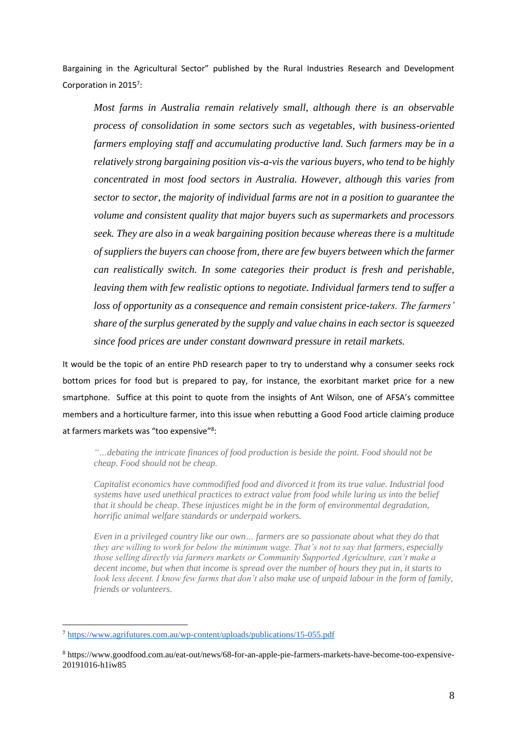Bargaining in the Agricultural Sector" published by the Rural Industries Research and Development Corporation in 2015[7]:

> *Most farms in Australia remain relatively small, although there is an observable process of consolidation in some sectors such as vegetables, with business-oriented farmers employing staff and accumulating productive land. Such farmers may be in a relatively strong bargaining position vis-a-vis the various buyers, who tend to be highly concentrated in most food sectors in Australia. However, although this varies from sector to sector, the majority of individual farms are not in a position to guarantee the volume and consistent quality that major buyers such as supermarkets and processors seek. They are also in a weak bargaining position because whereas there is a multitude of suppliers the buyers can choose from, there are few buyers between which the farmer can realistically switch. In some categories their product is fresh and perishable, leaving them with few realistic options to negotiate. Individual farmers tend to suffer a loss of opportunity as a consequence and remain consistent price-takers. The farmers' share of the surplus generated by the supply and value chains in each sector is squeezed since food prices are under constant downward pressure in retail markets.*

It would be the topic of an entire PhD research paper to try to understand why a consumer seeks rock bottom prices for food but is prepared to pay, for instance, the exorbitant market price for a new smartphone. Suffice at this point to quote from the insights of Ant Wilson, one of AFSA's committee members and a horticulture farmer, into this issue when rebutting a Good Food article claiming produce at farmers markets was "too expensive"[8]:

> *"…debating the intricate finances of food production is beside the point. Food should not be cheap. Food should not be cheap.*
>
> *Capitalist economics have commodified food and divorced it from its true value. Industrial food systems have used unethical practices to extract value from food while luring us into the belief that it should be cheap. These injustices might be in the form of environmental degradation, horrific animal welfare standards or underpaid workers.*
>
> *Even in a privileged country like our own… farmers are so passionate about what they do that they are willing to work for below the minimum wage. That's not to say that farmers, especially those selling directly via farmers markets or Community Supported Agriculture, can't make a decent income, but when that income is spread over the number of hours they put in, it starts to look less decent. I know few farms that don't also make use of unpaid labour in the form of family, friends or volunteers.*

---

[7] https://www.agrifutures.com.au/wp-content/uploads/publications/15-055.pdf

[8] https://www.goodfood.com.au/eat-out/news/68-for-an-apple-pie-farmers-markets-have-become-too-expensive-20191016-h1iw85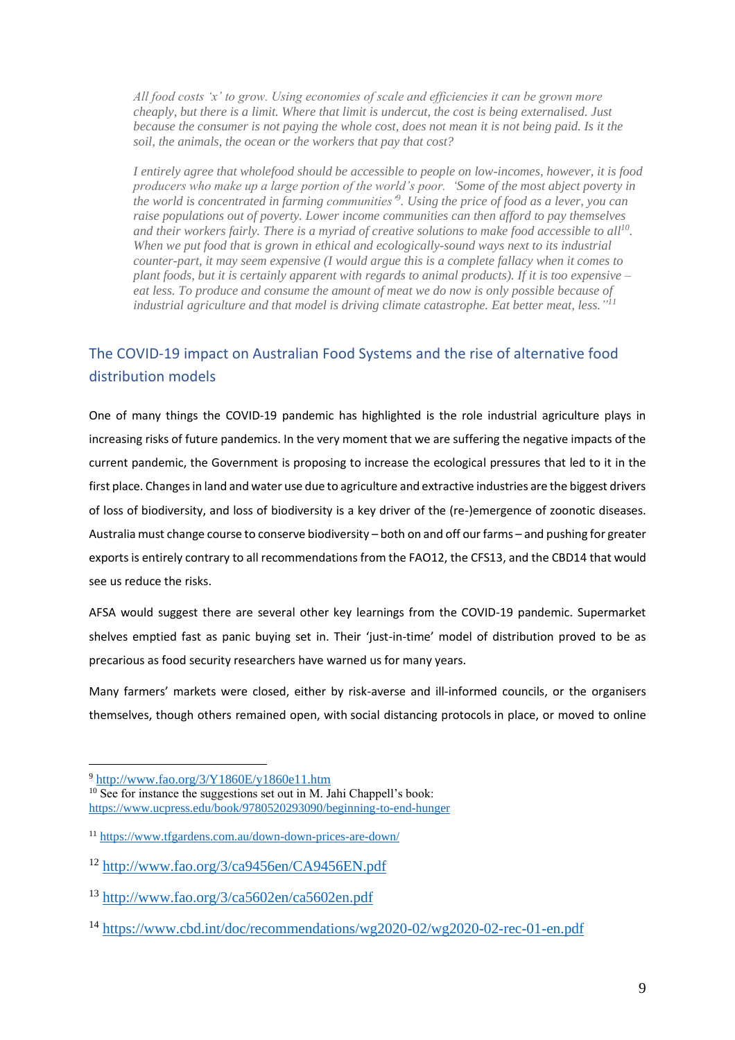*All food costs 'x' to grow. Using economies of scale and efficiencies it can be grown more cheaply, but there is a limit. Where that limit is undercut, the cost is being externalised. Just because the consumer is not paying the whole cost, does not mean it is not being paid. Is it the soil, the animals, the ocean or the workers that pay that cost?*

*I entirely agree that wholefood should be accessible to people on low-incomes, however, it is food producers who make up a large portion of the world's poor. 'Some of the most abject poverty in the world is concentrated in farming communities'[9]. Using the price of food as a lever, you can raise populations out of poverty. Lower income communities can then afford to pay themselves and their workers fairly. There is a myriad of creative solutions to make food accessible to all[10]. When we put food that is grown in ethical and ecologically-sound ways next to its industrial counter-part, it may seem expensive (I would argue this is a complete fallacy when it comes to plant foods, but it is certainly apparent with regards to animal products). If it is too expensive – eat less. To produce and consume the amount of meat we do now is only possible because of industrial agriculture and that model is driving climate catastrophe. Eat better meat, less."*[11]

## The COVID-19 impact on Australian Food Systems and the rise of alternative food distribution models

One of many things the COVID-19 pandemic has highlighted is the role industrial agriculture plays in increasing risks of future pandemics. In the very moment that we are suffering the negative impacts of the current pandemic, the Government is proposing to increase the ecological pressures that led to it in the first place. Changes in land and water use due to agriculture and extractive industries are the biggest drivers of loss of biodiversity, and loss of biodiversity is a key driver of the (re-)emergence of zoonotic diseases. Australia must change course to conserve biodiversity – both on and off our farms – and pushing for greater exports is entirely contrary to all recommendations from the FAO[12], the CFS[13], and the CBD[14] that would see us reduce the risks.

AFSA would suggest there are several other key learnings from the COVID-19 pandemic. Supermarket shelves emptied fast as panic buying set in. Their 'just-in-time' model of distribution proved to be as precarious as food security researchers have warned us for many years.

Many farmers' markets were closed, either by risk-averse and ill-informed councils, or the organisers themselves, though others remained open, with social distancing protocols in place, or moved to online

---

[9] http://www.fao.org/3/Y1860E/y1860e11.htm

[10] See for instance the suggestions set out in M. Jahi Chappell's book: https://www.ucpress.edu/book/9780520293090/beginning-to-end-hunger

[11] https://www.tfgardens.com.au/down-down-prices-are-down/

[12] http://www.fao.org/3/ca9456en/CA9456EN.pdf

[13] http://www.fao.org/3/ca5602en/ca5602en.pdf

[14] https://www.cbd.int/doc/recommendations/wg2020-02/wg2020-02-rec-01-en.pdf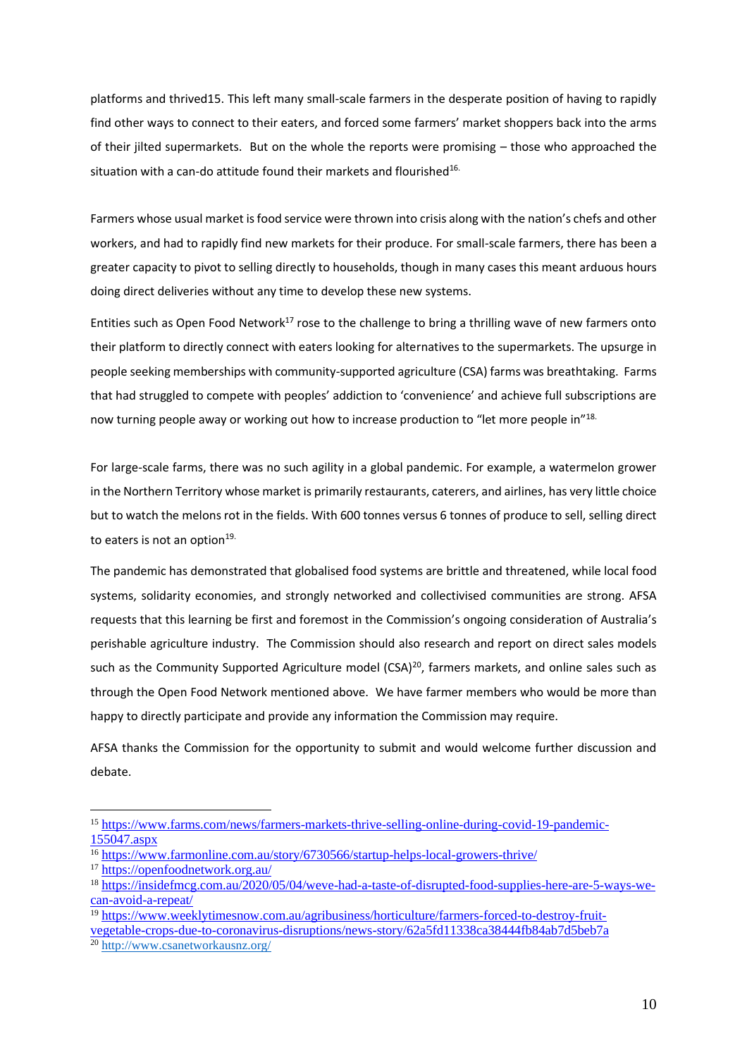platforms and thrived15. This left many small-scale farmers in the desperate position of having to rapidly find other ways to connect to their eaters, and forced some farmers' market shoppers back into the arms of their jilted supermarkets. But on the whole the reports were promising – those who approached the situation with a can-do attitude found their markets and flourished[16].

Farmers whose usual market is food service were thrown into crisis along with the nation's chefs and other workers, and had to rapidly find new markets for their produce. For small-scale farmers, there has been a greater capacity to pivot to selling directly to households, though in many cases this meant arduous hours doing direct deliveries without any time to develop these new systems.

Entities such as Open Food Network[17] rose to the challenge to bring a thrilling wave of new farmers onto their platform to directly connect with eaters looking for alternatives to the supermarkets. The upsurge in people seeking memberships with community-supported agriculture (CSA) farms was breathtaking. Farms that had struggled to compete with peoples' addiction to 'convenience' and achieve full subscriptions are now turning people away or working out how to increase production to "let more people in"[18].

For large-scale farms, there was no such agility in a global pandemic. For example, a watermelon grower in the Northern Territory whose market is primarily restaurants, caterers, and airlines, has very little choice but to watch the melons rot in the fields. With 600 tonnes versus 6 tonnes of produce to sell, selling direct to eaters is not an option[19].

The pandemic has demonstrated that globalised food systems are brittle and threatened, while local food systems, solidarity economies, and strongly networked and collectivised communities are strong. AFSA requests that this learning be first and foremost in the Commission's ongoing consideration of Australia's perishable agriculture industry. The Commission should also research and report on direct sales models such as the Community Supported Agriculture model (CSA)[20], farmers markets, and online sales such as through the Open Food Network mentioned above. We have farmer members who would be more than happy to directly participate and provide any information the Commission may require.

AFSA thanks the Commission for the opportunity to submit and would welcome further discussion and debate.

---

[15] https://www.farms.com/news/farmers-markets-thrive-selling-online-during-covid-19-pandemic-155047.aspx

[16] https://www.farmonline.com.au/story/6730566/startup-helps-local-growers-thrive/

[17] https://openfoodnetwork.org.au/

[18] https://insidefmcg.com.au/2020/05/04/weve-had-a-taste-of-disrupted-food-supplies-here-are-5-ways-we-can-avoid-a-repeat/

[19] https://www.weeklytimesnow.com.au/agribusiness/horticulture/farmers-forced-to-destroy-fruit-vegetable-crops-due-to-coronavirus-disruptions/news-story/62a5fd11338ca38444fb84ab7d5beb7a

[20] http://www.csanetworkausnz.org/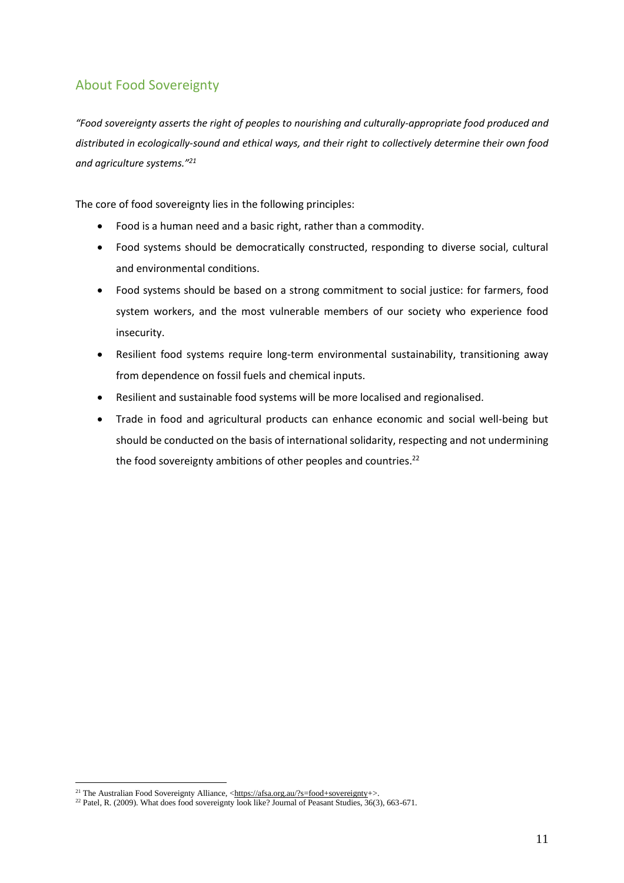## About Food Sovereignty

*"Food sovereignty asserts the right of peoples to nourishing and culturally-appropriate food produced and distributed in ecologically-sound and ethical ways, and their right to collectively determine their own food and agriculture systems."*[21]

The core of food sovereignty lies in the following principles:

- Food is a human need and a basic right, rather than a commodity.
- Food systems should be democratically constructed, responding to diverse social, cultural and environmental conditions.
- Food systems should be based on a strong commitment to social justice: for farmers, food system workers, and the most vulnerable members of our society who experience food insecurity.
- Resilient food systems require long-term environmental sustainability, transitioning away from dependence on fossil fuels and chemical inputs.
- Resilient and sustainable food systems will be more localised and regionalised.
- Trade in food and agricultural products can enhance economic and social well-being but should be conducted on the basis of international solidarity, respecting and not undermining the food sovereignty ambitions of other peoples and countries.[22]

---

[21] The Australian Food Sovereignty Alliance, <https://afsa.org.au/?s=food+sovereignty+>.

[22] Patel, R. (2009). What does food sovereignty look like? Journal of Peasant Studies, 36(3), 663-671.